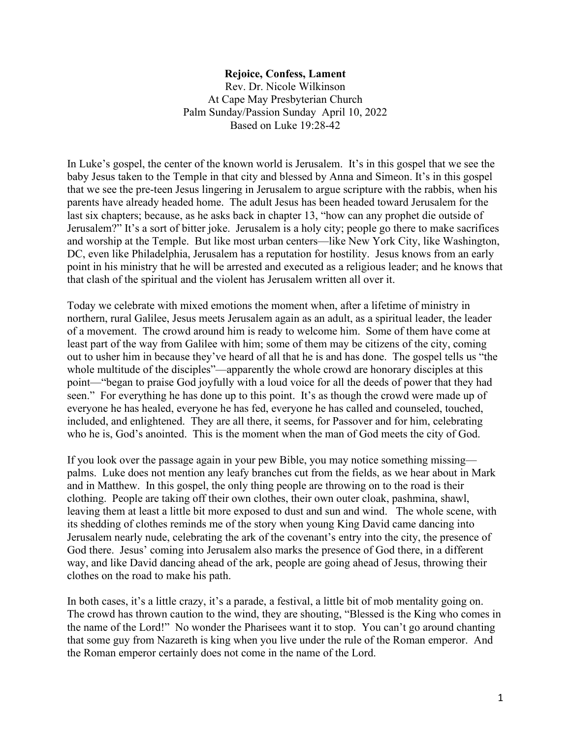**Rejoice, Confess, Lament**

Rev. Dr. Nicole Wilkinson
At Cape May Presbyterian Church
Palm Sunday/Passion Sunday April 10, 2022
Based on Luke 19:28-42

In Luke's gospel, the center of the known world is Jerusalem. It's in this gospel that we see the baby Jesus taken to the Temple in that city and blessed by Anna and Simeon. It's in this gospel that we see the pre-teen Jesus lingering in Jerusalem to argue scripture with the rabbis, when his parents have already headed home. The adult Jesus has been headed toward Jerusalem for the last six chapters; because, as he asks back in chapter 13, "how can any prophet die outside of Jerusalem?" It's a sort of bitter joke. Jerusalem is a holy city; people go there to make sacrifices and worship at the Temple. But like most urban centers—like New York City, like Washington, DC, even like Philadelphia, Jerusalem has a reputation for hostility. Jesus knows from an early point in his ministry that he will be arrested and executed as a religious leader; and he knows that that clash of the spiritual and the violent has Jerusalem written all over it.

Today we celebrate with mixed emotions the moment when, after a lifetime of ministry in northern, rural Galilee, Jesus meets Jerusalem again as an adult, as a spiritual leader, the leader of a movement. The crowd around him is ready to welcome him. Some of them have come at least part of the way from Galilee with him; some of them may be citizens of the city, coming out to usher him in because they've heard of all that he is and has done. The gospel tells us "the whole multitude of the disciples"—apparently the whole crowd are honorary disciples at this point—"began to praise God joyfully with a loud voice for all the deeds of power that they had seen." For everything he has done up to this point. It's as though the crowd were made up of everyone he has healed, everyone he has fed, everyone he has called and counseled, touched, included, and enlightened. They are all there, it seems, for Passover and for him, celebrating who he is, God's anointed. This is the moment when the man of God meets the city of God.

If you look over the passage again in your pew Bible, you may notice something missing—palms. Luke does not mention any leafy branches cut from the fields, as we hear about in Mark and in Matthew. In this gospel, the only thing people are throwing on to the road is their clothing. People are taking off their own clothes, their own outer cloak, pashmina, shawl, leaving them at least a little bit more exposed to dust and sun and wind. The whole scene, with its shedding of clothes reminds me of the story when young King David came dancing into Jerusalem nearly nude, celebrating the ark of the covenant's entry into the city, the presence of God there. Jesus' coming into Jerusalem also marks the presence of God there, in a different way, and like David dancing ahead of the ark, people are going ahead of Jesus, throwing their clothes on the road to make his path.

In both cases, it's a little crazy, it's a parade, a festival, a little bit of mob mentality going on. The crowd has thrown caution to the wind, they are shouting, "Blessed is the King who comes in the name of the Lord!" No wonder the Pharisees want it to stop. You can't go around chanting that some guy from Nazareth is king when you live under the rule of the Roman emperor. And the Roman emperor certainly does not come in the name of the Lord.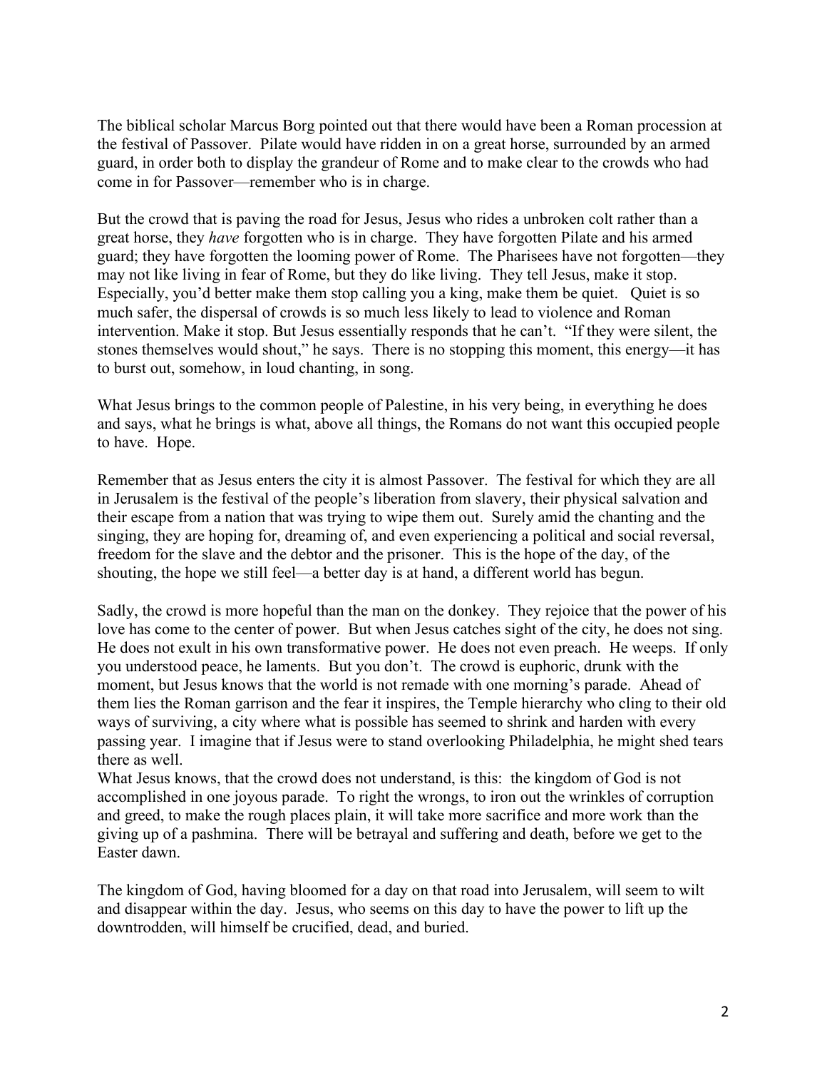The biblical scholar Marcus Borg pointed out that there would have been a Roman procession at the festival of Passover. Pilate would have ridden in on a great horse, surrounded by an armed guard, in order both to display the grandeur of Rome and to make clear to the crowds who had come in for Passover—remember who is in charge.

But the crowd that is paving the road for Jesus, Jesus who rides a unbroken colt rather than a great horse, they *have* forgotten who is in charge. They have forgotten Pilate and his armed guard; they have forgotten the looming power of Rome. The Pharisees have not forgotten—they may not like living in fear of Rome, but they do like living. They tell Jesus, make it stop. Especially, you'd better make them stop calling you a king, make them be quiet. Quiet is so much safer, the dispersal of crowds is so much less likely to lead to violence and Roman intervention. Make it stop. But Jesus essentially responds that he can't. "If they were silent, the stones themselves would shout," he says. There is no stopping this moment, this energy—it has to burst out, somehow, in loud chanting, in song.

What Jesus brings to the common people of Palestine, in his very being, in everything he does and says, what he brings is what, above all things, the Romans do not want this occupied people to have. Hope.

Remember that as Jesus enters the city it is almost Passover. The festival for which they are all in Jerusalem is the festival of the people's liberation from slavery, their physical salvation and their escape from a nation that was trying to wipe them out. Surely amid the chanting and the singing, they are hoping for, dreaming of, and even experiencing a political and social reversal, freedom for the slave and the debtor and the prisoner. This is the hope of the day, of the shouting, the hope we still feel—a better day is at hand, a different world has begun.

Sadly, the crowd is more hopeful than the man on the donkey. They rejoice that the power of his love has come to the center of power. But when Jesus catches sight of the city, he does not sing. He does not exult in his own transformative power. He does not even preach. He weeps. If only you understood peace, he laments. But you don't. The crowd is euphoric, drunk with the moment, but Jesus knows that the world is not remade with one morning's parade. Ahead of them lies the Roman garrison and the fear it inspires, the Temple hierarchy who cling to their old ways of surviving, a city where what is possible has seemed to shrink and harden with every passing year. I imagine that if Jesus were to stand overlooking Philadelphia, he might shed tears there as well.

What Jesus knows, that the crowd does not understand, is this: the kingdom of God is not accomplished in one joyous parade. To right the wrongs, to iron out the wrinkles of corruption and greed, to make the rough places plain, it will take more sacrifice and more work than the giving up of a pashmina. There will be betrayal and suffering and death, before we get to the Easter dawn.

The kingdom of God, having bloomed for a day on that road into Jerusalem, will seem to wilt and disappear within the day. Jesus, who seems on this day to have the power to lift up the downtrodden, will himself be crucified, dead, and buried.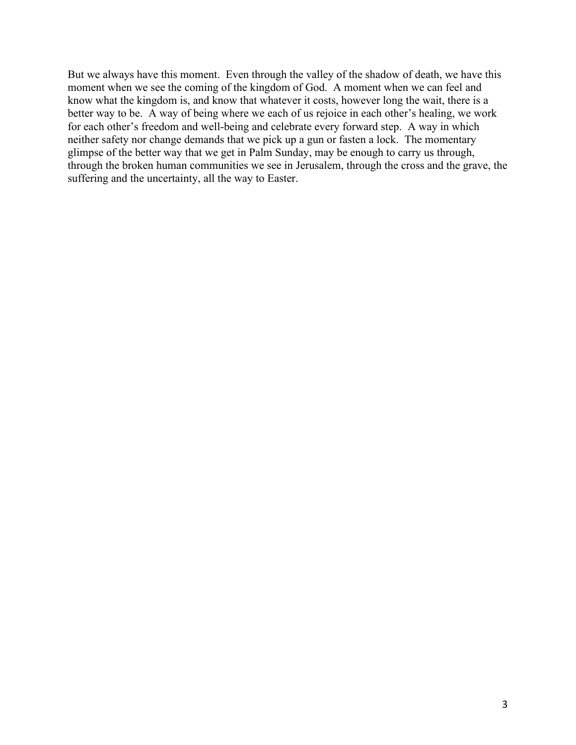But we always have this moment. Even through the valley of the shadow of death, we have this moment when we see the coming of the kingdom of God. A moment when we can feel and know what the kingdom is, and know that whatever it costs, however long the wait, there is a better way to be. A way of being where we each of us rejoice in each other's healing, we work for each other's freedom and well-being and celebrate every forward step. A way in which neither safety nor change demands that we pick up a gun or fasten a lock. The momentary glimpse of the better way that we get in Palm Sunday, may be enough to carry us through, through the broken human communities we see in Jerusalem, through the cross and the grave, the suffering and the uncertainty, all the way to Easter.